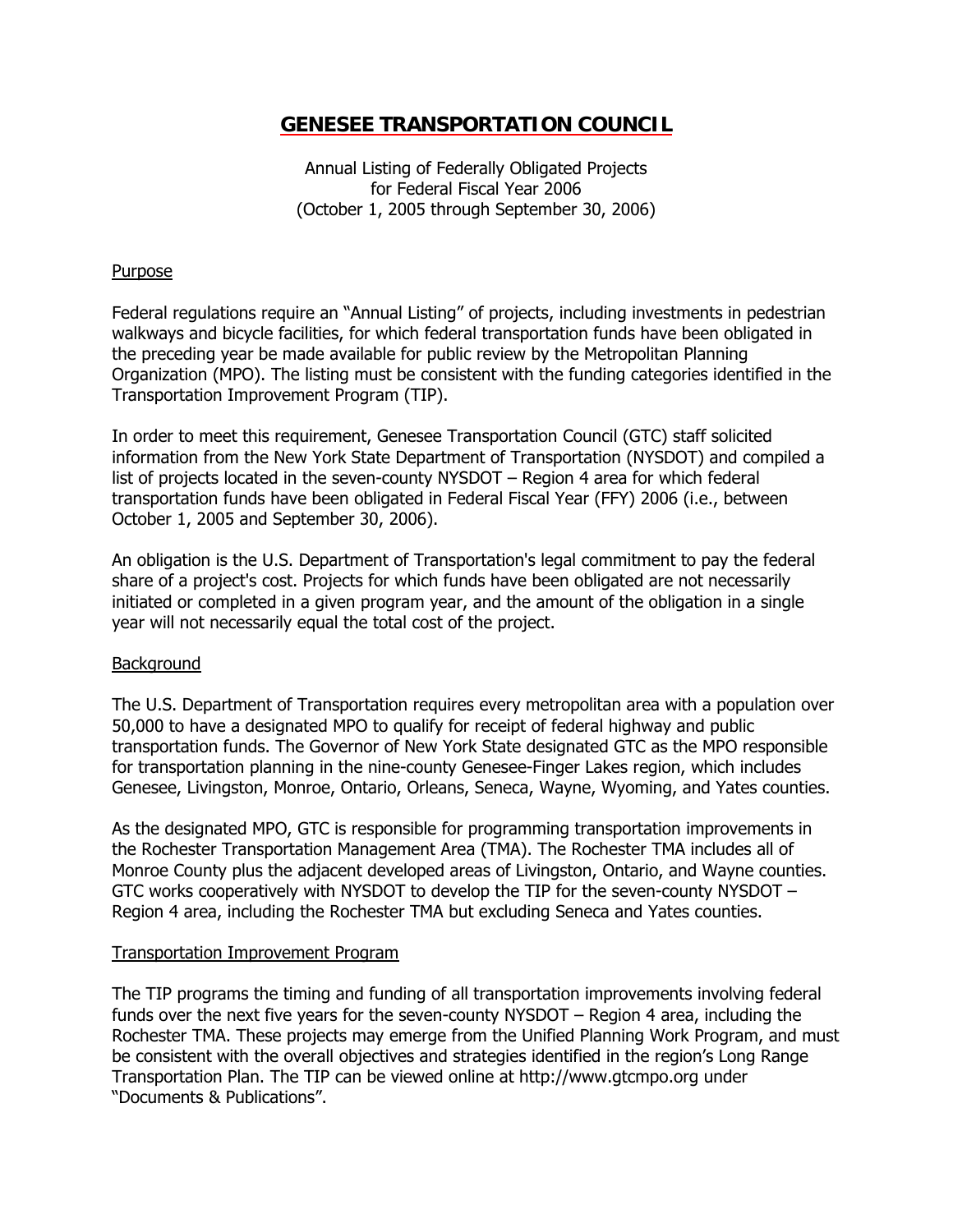# GENESEE TRANSPORTATION COUNCIL

Annual Listing of Federally Obligated Projects
for Federal Fiscal Year 2006
(October 1, 2005 through September 30, 2006)

## Purpose

Federal regulations require an "Annual Listing" of projects, including investments in pedestrian walkways and bicycle facilities, for which federal transportation funds have been obligated in the preceding year be made available for public review by the Metropolitan Planning Organization (MPO). The listing must be consistent with the funding categories identified in the Transportation Improvement Program (TIP).

In order to meet this requirement, Genesee Transportation Council (GTC) staff solicited information from the New York State Department of Transportation (NYSDOT) and compiled a list of projects located in the seven-county NYSDOT – Region 4 area for which federal transportation funds have been obligated in Federal Fiscal Year (FFY) 2006 (i.e., between October 1, 2005 and September 30, 2006).

An obligation is the U.S. Department of Transportation's legal commitment to pay the federal share of a project's cost. Projects for which funds have been obligated are not necessarily initiated or completed in a given program year, and the amount of the obligation in a single year will not necessarily equal the total cost of the project.

## Background

The U.S. Department of Transportation requires every metropolitan area with a population over 50,000 to have a designated MPO to qualify for receipt of federal highway and public transportation funds. The Governor of New York State designated GTC as the MPO responsible for transportation planning in the nine-county Genesee-Finger Lakes region, which includes Genesee, Livingston, Monroe, Ontario, Orleans, Seneca, Wayne, Wyoming, and Yates counties.

As the designated MPO, GTC is responsible for programming transportation improvements in the Rochester Transportation Management Area (TMA). The Rochester TMA includes all of Monroe County plus the adjacent developed areas of Livingston, Ontario, and Wayne counties. GTC works cooperatively with NYSDOT to develop the TIP for the seven-county NYSDOT – Region 4 area, including the Rochester TMA but excluding Seneca and Yates counties.

## Transportation Improvement Program

The TIP programs the timing and funding of all transportation improvements involving federal funds over the next five years for the seven-county NYSDOT – Region 4 area, including the Rochester TMA. These projects may emerge from the Unified Planning Work Program, and must be consistent with the overall objectives and strategies identified in the region's Long Range Transportation Plan. The TIP can be viewed online at http://www.gtcmpo.org under "Documents & Publications".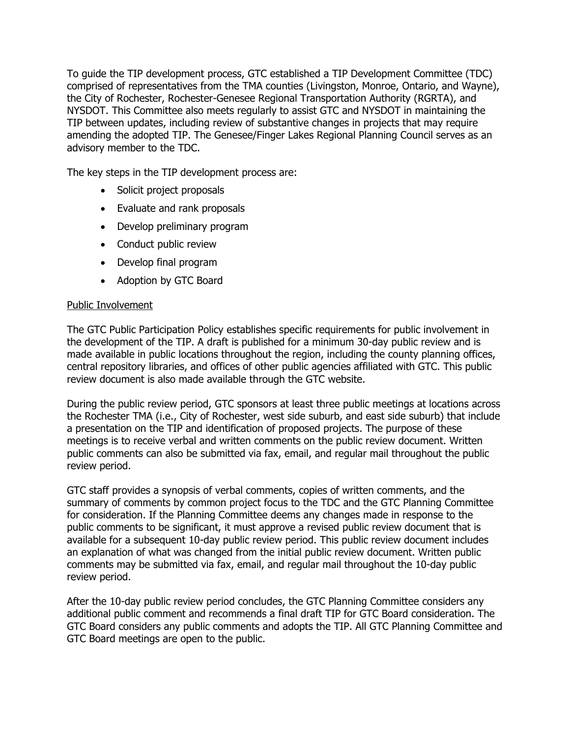To guide the TIP development process, GTC established a TIP Development Committee (TDC) comprised of representatives from the TMA counties (Livingston, Monroe, Ontario, and Wayne), the City of Rochester, Rochester-Genesee Regional Transportation Authority (RGRTA), and NYSDOT. This Committee also meets regularly to assist GTC and NYSDOT in maintaining the TIP between updates, including review of substantive changes in projects that may require amending the adopted TIP. The Genesee/Finger Lakes Regional Planning Council serves as an advisory member to the TDC.

The key steps in the TIP development process are:

- Solicit project proposals
- Evaluate and rank proposals
- Develop preliminary program
- Conduct public review
- Develop final program
- Adoption by GTC Board

<u>Public Involvement</u>

The GTC Public Participation Policy establishes specific requirements for public involvement in the development of the TIP. A draft is published for a minimum 30-day public review and is made available in public locations throughout the region, including the county planning offices, central repository libraries, and offices of other public agencies affiliated with GTC. This public review document is also made available through the GTC website.

During the public review period, GTC sponsors at least three public meetings at locations across the Rochester TMA (i.e., City of Rochester, west side suburb, and east side suburb) that include a presentation on the TIP and identification of proposed projects. The purpose of these meetings is to receive verbal and written comments on the public review document. Written public comments can also be submitted via fax, email, and regular mail throughout the public review period.

GTC staff provides a synopsis of verbal comments, copies of written comments, and the summary of comments by common project focus to the TDC and the GTC Planning Committee for consideration. If the Planning Committee deems any changes made in response to the public comments to be significant, it must approve a revised public review document that is available for a subsequent 10-day public review period. This public review document includes an explanation of what was changed from the initial public review document. Written public comments may be submitted via fax, email, and regular mail throughout the 10-day public review period.

After the 10-day public review period concludes, the GTC Planning Committee considers any additional public comment and recommends a final draft TIP for GTC Board consideration. The GTC Board considers any public comments and adopts the TIP. All GTC Planning Committee and GTC Board meetings are open to the public.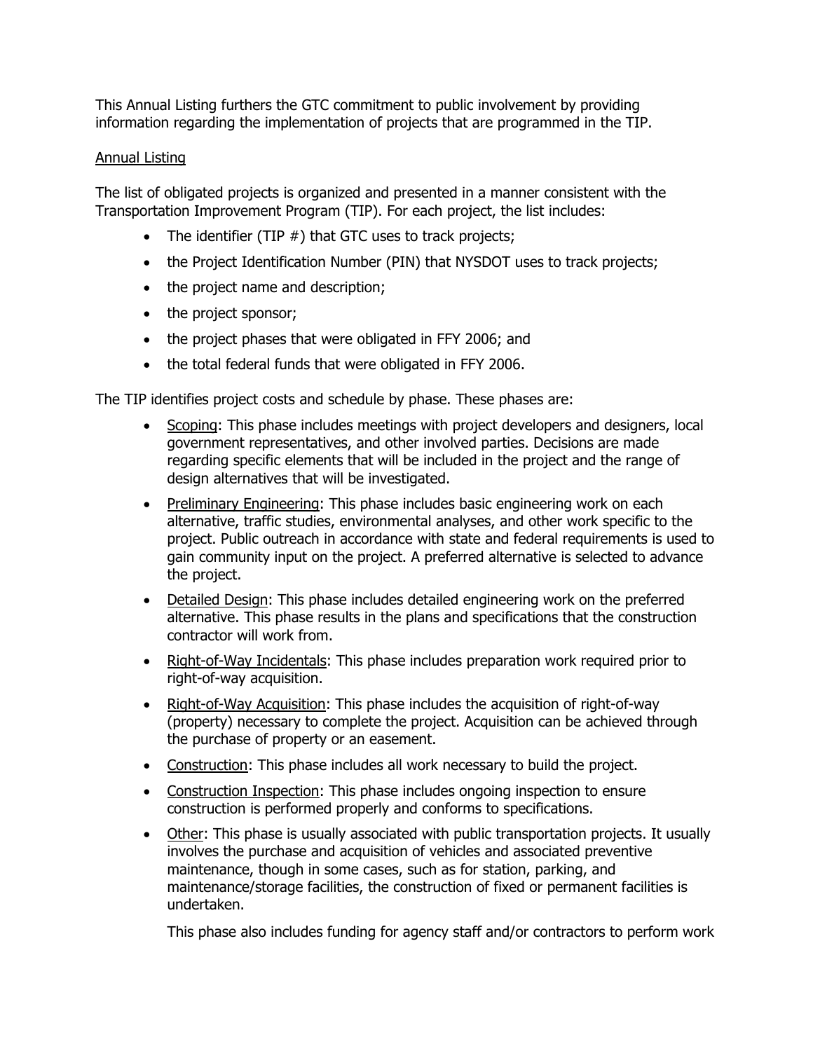This Annual Listing furthers the GTC commitment to public involvement by providing information regarding the implementation of projects that are programmed in the TIP.

<u>Annual Listing</u>

The list of obligated projects is organized and presented in a manner consistent with the Transportation Improvement Program (TIP). For each project, the list includes:

- The identifier (TIP #) that GTC uses to track projects;
- the Project Identification Number (PIN) that NYSDOT uses to track projects;
- the project name and description;
- the project sponsor;
- the project phases that were obligated in FFY 2006; and
- the total federal funds that were obligated in FFY 2006.

The TIP identifies project costs and schedule by phase. These phases are:

- <u>Scoping</u>: This phase includes meetings with project developers and designers, local government representatives, and other involved parties. Decisions are made regarding specific elements that will be included in the project and the range of design alternatives that will be investigated.
- <u>Preliminary Engineering</u>: This phase includes basic engineering work on each alternative, traffic studies, environmental analyses, and other work specific to the project. Public outreach in accordance with state and federal requirements is used to gain community input on the project. A preferred alternative is selected to advance the project.
- <u>Detailed Design</u>: This phase includes detailed engineering work on the preferred alternative. This phase results in the plans and specifications that the construction contractor will work from.
- <u>Right-of-Way Incidentals</u>: This phase includes preparation work required prior to right-of-way acquisition.
- <u>Right-of-Way Acquisition</u>: This phase includes the acquisition of right-of-way (property) necessary to complete the project. Acquisition can be achieved through the purchase of property or an easement.
- <u>Construction</u>: This phase includes all work necessary to build the project.
- <u>Construction Inspection</u>: This phase includes ongoing inspection to ensure construction is performed properly and conforms to specifications.
- <u>Other</u>: This phase is usually associated with public transportation projects. It usually involves the purchase and acquisition of vehicles and associated preventive maintenance, though in some cases, such as for station, parking, and maintenance/storage facilities, the construction of fixed or permanent facilities is undertaken.

  This phase also includes funding for agency staff and/or contractors to perform work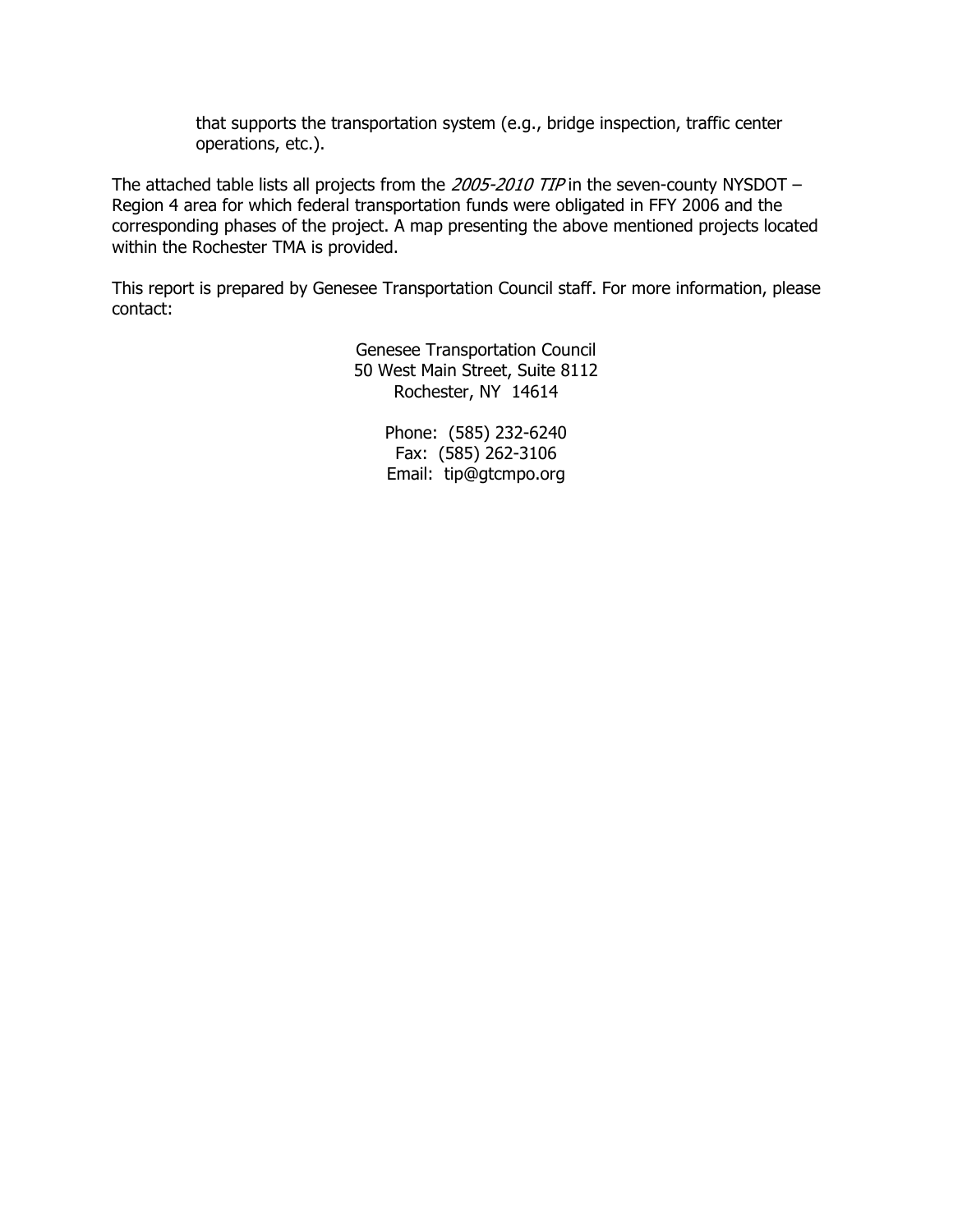that supports the transportation system (e.g., bridge inspection, traffic center operations, etc.).

The attached table lists all projects from the *2005-2010 TIP* in the seven-county NYSDOT – Region 4 area for which federal transportation funds were obligated in FFY 2006 and the corresponding phases of the project. A map presenting the above mentioned projects located within the Rochester TMA is provided.

This report is prepared by Genesee Transportation Council staff. For more information, please contact:

Genesee Transportation Council
50 West Main Street, Suite 8112
Rochester, NY 14614

Phone: (585) 232-6240
Fax: (585) 262-3106
Email: tip@gtcmpo.org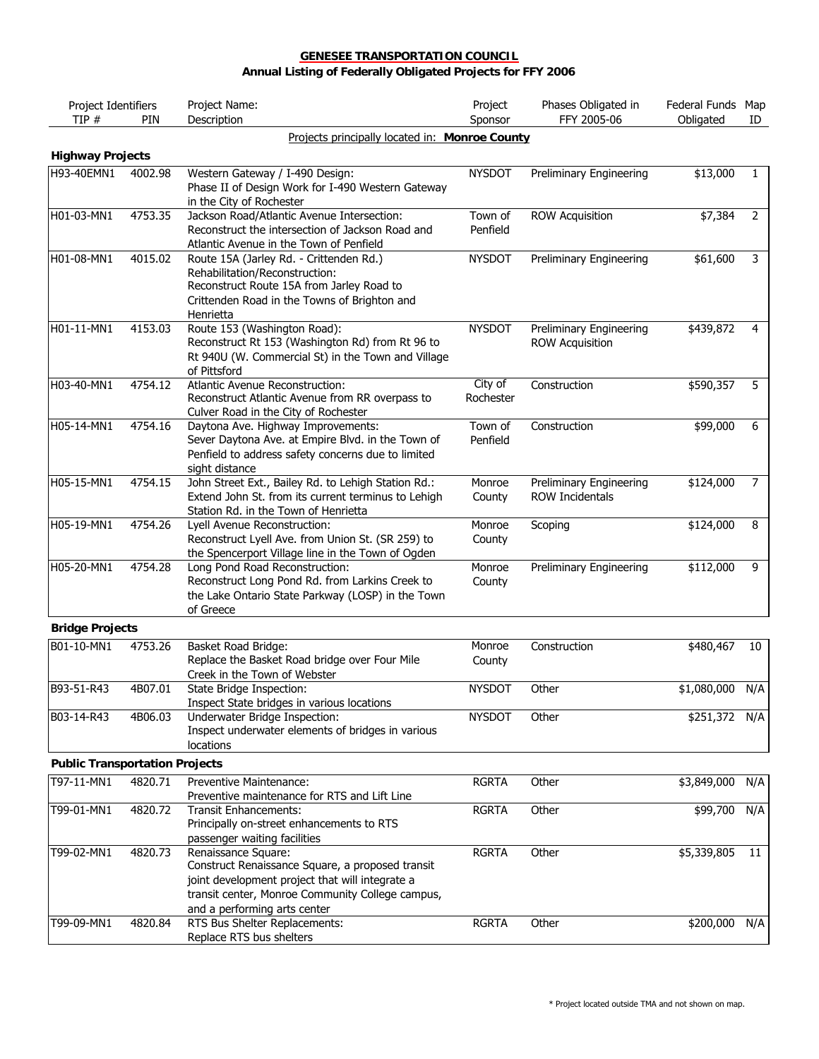# GENESEE TRANSPORTATION COUNCIL

## Annual Listing of Federally Obligated Projects for FFY 2006

| Project Identifiers TIP # | PIN | Project Name: Description | Project Sponsor | Phases Obligated in FFY 2005-06 | Federal Funds Obligated | Map ID |
|---|---|---|---|---|---|---|
| | | Projects principally located in: **Monroe County** | | | | |
| **Highway Projects** | | | | | | |
| H93-40EMN1 | 4002.98 | Western Gateway / I-490 Design: Phase II of Design Work for I-490 Western Gateway in the City of Rochester | NYSDOT | Preliminary Engineering | $13,000 | 1 |
| H01-03-MN1 | 4753.35 | Jackson Road/Atlantic Avenue Intersection: Reconstruct the intersection of Jackson Road and Atlantic Avenue in the Town of Penfield | Town of Penfield | ROW Acquisition | $7,384 | 2 |
| H01-08-MN1 | 4015.02 | Route 15A (Jarley Rd. - Crittenden Rd.) Rehabilitation/Reconstruction: Reconstruct Route 15A from Jarley Road to Crittenden Road in the Towns of Brighton and Henrietta | NYSDOT | Preliminary Engineering | $61,600 | 3 |
| H01-11-MN1 | 4153.03 | Route 153 (Washington Road): Reconstruct Rt 153 (Washington Rd) from Rt 96 to Rt 940U (W. Commercial St) in the Town and Village of Pittsford | NYSDOT | Preliminary Engineering<br>ROW Acquisition | $439,872 | 4 |
| H03-40-MN1 | 4754.12 | Atlantic Avenue Reconstruction: Reconstruct Atlantic Avenue from RR overpass to Culver Road in the City of Rochester | City of Rochester | Construction | $590,357 | 5 |
| H05-14-MN1 | 4754.16 | Daytona Ave. Highway Improvements: Sever Daytona Ave. at Empire Blvd. in the Town of Penfield to address safety concerns due to limited sight distance | Town of Penfield | Construction | $99,000 | 6 |
| H05-15-MN1 | 4754.15 | John Street Ext., Bailey Rd. to Lehigh Station Rd.: Extend John St. from its current terminus to Lehigh Station Rd. in the Town of Henrietta | Monroe County | Preliminary Engineering<br>ROW Incidentals | $124,000 | 7 |
| H05-19-MN1 | 4754.26 | Lyell Avenue Reconstruction: Reconstruct Lyell Ave. from Union St. (SR 259) to the Spencerport Village line in the Town of Ogden | Monroe County | Scoping | $124,000 | 8 |
| H05-20-MN1 | 4754.28 | Long Pond Road Reconstruction: Reconstruct Long Pond Rd. from Larkins Creek to the Lake Ontario State Parkway (LOSP) in the Town of Greece | Monroe County | Preliminary Engineering | $112,000 | 9 |
| **Bridge Projects** | | | | | | |
| B01-10-MN1 | 4753.26 | Basket Road Bridge: Replace the Basket Road bridge over Four Mile Creek in the Town of Webster | Monroe County | Construction | $480,467 | 10 |
| B93-51-R43 | 4B07.01 | State Bridge Inspection: Inspect State bridges in various locations | NYSDOT | Other | $1,080,000 | N/A |
| B03-14-R43 | 4B06.03 | Underwater Bridge Inspection: Inspect underwater elements of bridges in various locations | NYSDOT | Other | $251,372 | N/A |
| **Public Transportation Projects** | | | | | | |
| T97-11-MN1 | 4820.71 | Preventive Maintenance: Preventive maintenance for RTS and Lift Line | RGRTA | Other | $3,849,000 | N/A |
| T99-01-MN1 | 4820.72 | Transit Enhancements: Principally on-street enhancements to RTS passenger waiting facilities | RGRTA | Other | $99,700 | N/A |
| T99-02-MN1 | 4820.73 | Renaissance Square: Construct Renaissance Square, a proposed transit joint development project that will integrate a transit center, Monroe Community College campus, and a performing arts center | RGRTA | Other | $5,339,805 | 11 |
| T99-09-MN1 | 4820.84 | RTS Bus Shelter Replacements: Replace RTS bus shelters | RGRTA | Other | $200,000 | N/A |

\* Project located outside TMA and not shown on map.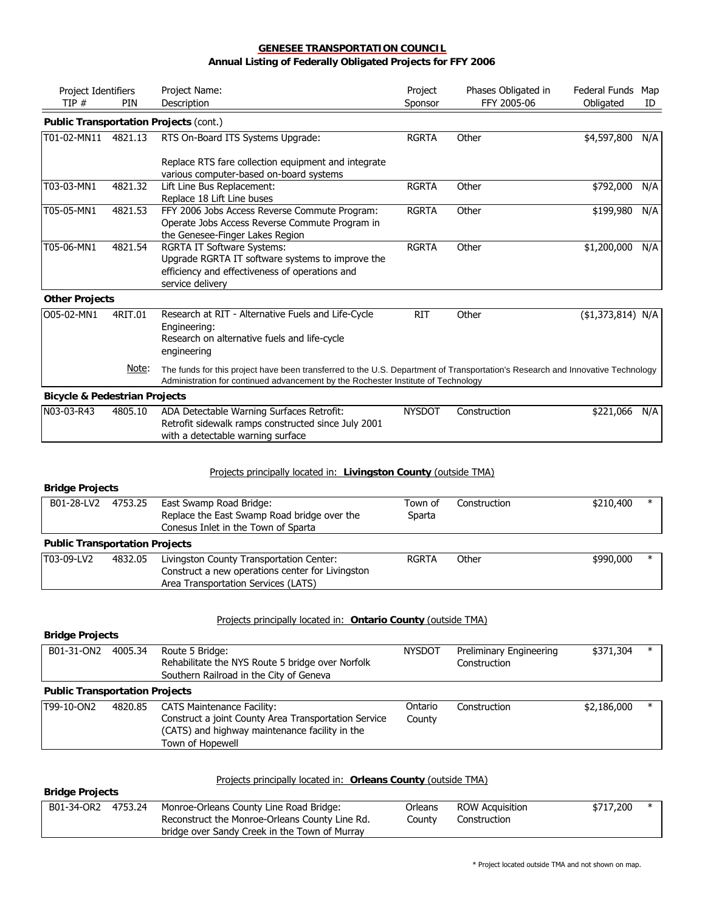**GENESEE TRANSPORTATION COUNCIL**
**Annual Listing of Federally Obligated Projects for FFY 2006**

| Project Identifiers TIP # | PIN | Project Name: Description | Project Sponsor | Phases Obligated in FFY 2005-06 | Federal Funds Obligated | Map ID |
|---|---|---|---|---|---|---|
| **Public Transportation Projects** (cont.) | | | | | | |
| T01-02-MN11 | 4821.13 | RTS On-Board ITS Systems Upgrade: Replace RTS fare collection equipment and integrate various computer-based on-board systems | RGRTA | Other | $4,597,800 | N/A |
| T03-03-MN1 | 4821.32 | Lift Line Bus Replacement: Replace 18 Lift Line buses | RGRTA | Other | $792,000 | N/A |
| T05-05-MN1 | 4821.53 | FFY 2006 Jobs Access Reverse Commute Program: Operate Jobs Access Reverse Commute Program in the Genesee-Finger Lakes Region | RGRTA | Other | $199,980 | N/A |
| T05-06-MN1 | 4821.54 | RGRTA IT Software Systems: Upgrade RGRTA IT software systems to improve the efficiency and effectiveness of operations and service delivery | RGRTA | Other | $1,200,000 | N/A |
| **Other Projects** | | | | | | |
| O05-02-MN1 | 4RIT.01 | Research at RIT - Alternative Fuels and Life-Cycle Engineering: Research on alternative fuels and life-cycle engineering | RIT | Other | ($1,373,814) | N/A |
| | Note: | The funds for this project have been transferred to the U.S. Department of Transportation's Research and Innovative Technology Administration for continued advancement by the Rochester Institute of Technology | | | | |
| **Bicycle & Pedestrian Projects** | | | | | | |
| N03-03-R43 | 4805.10 | ADA Detectable Warning Surfaces Retrofit: Retrofit sidewalk ramps constructed since July 2001 with a detectable warning surface | NYSDOT | Construction | $221,066 | N/A |

Projects principally located in: **Livingston County** (outside TMA)

| Project Identifiers TIP # | PIN | Project Name: Description | Project Sponsor | Phases Obligated in FFY 2005-06 | Federal Funds Obligated | Map ID |
|---|---|---|---|---|---|---|
| **Bridge Projects** | | | | | | |
| B01-28-LV2 | 4753.25 | East Swamp Road Bridge: Replace the East Swamp Road bridge over the Conesus Inlet in the Town of Sparta | Town of Sparta | Construction | $210,400 | * |
| **Public Transportation Projects** | | | | | | |
| T03-09-LV2 | 4832.05 | Livingston County Transportation Center: Construct a new operations center for Livingston Area Transportation Services (LATS) | RGRTA | Other | $990,000 | * |

Projects principally located in: **Ontario County** (outside TMA)

| Project Identifiers TIP # | PIN | Project Name: Description | Project Sponsor | Phases Obligated in FFY 2005-06 | Federal Funds Obligated | Map ID |
|---|---|---|---|---|---|---|
| **Bridge Projects** | | | | | | |
| B01-31-ON2 | 4005.34 | Route 5 Bridge: Rehabilitate the NYS Route 5 bridge over Norfolk Southern Railroad in the City of Geneva | NYSDOT | Preliminary Engineering, Construction | $371,304 | * |
| **Public Transportation Projects** | | | | | | |
| T99-10-ON2 | 4820.85 | CATS Maintenance Facility: Construct a joint County Area Transportation Service (CATS) and highway maintenance facility in the Town of Hopewell | Ontario County | Construction | $2,186,000 | * |

Projects principally located in: **Orleans County** (outside TMA)

| Project Identifiers TIP # | PIN | Project Name: Description | Project Sponsor | Phases Obligated in FFY 2005-06 | Federal Funds Obligated | Map ID |
|---|---|---|---|---|---|---|
| **Bridge Projects** | | | | | | |
| B01-34-OR2 | 4753.24 | Monroe-Orleans County Line Road Bridge: Reconstruct the Monroe-Orleans County Line Rd. bridge over Sandy Creek in the Town of Murray | Orleans County | ROW Acquisition, Construction | $717,200 | * |

\* Project located outside TMA and not shown on map.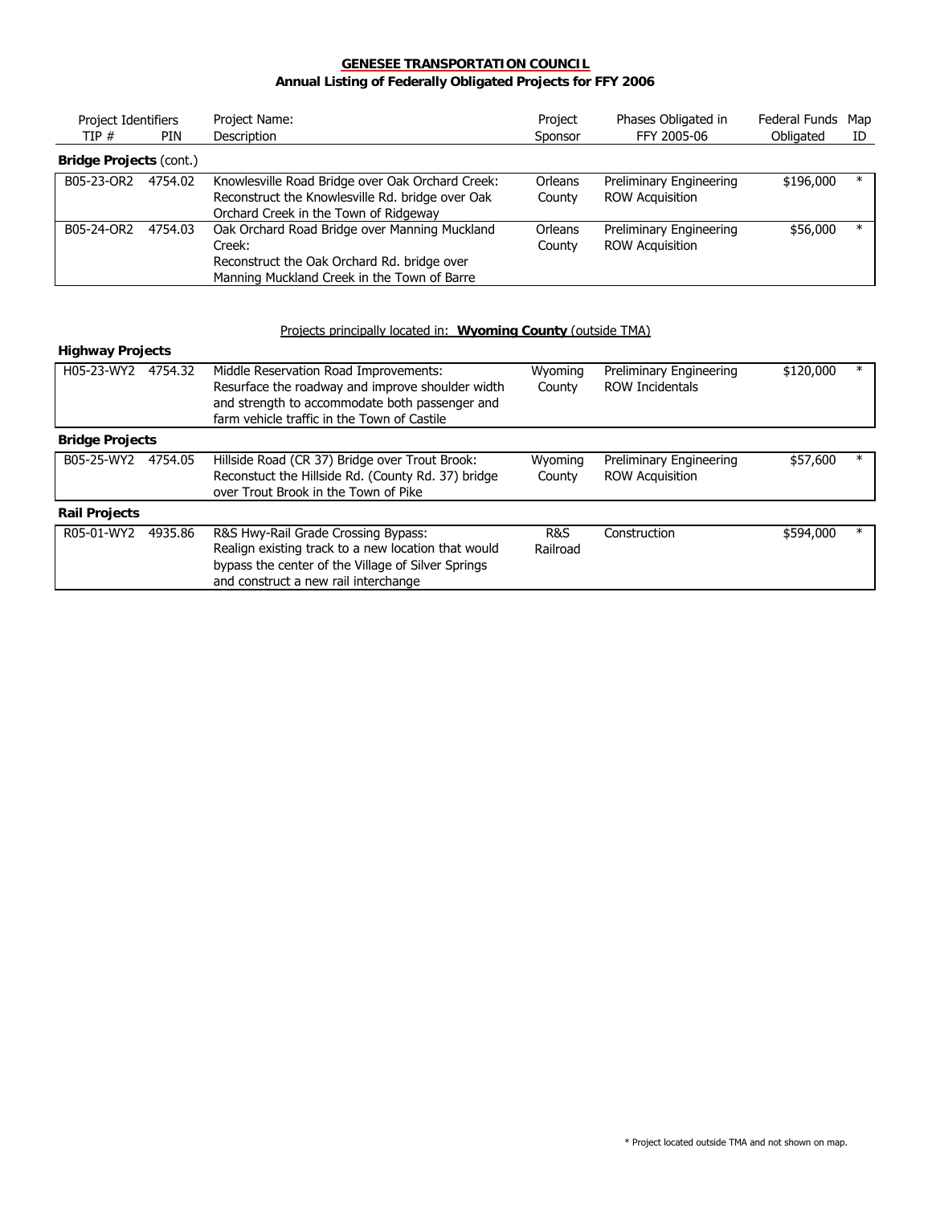**GENESEE TRANSPORTATION COUNCIL**
**Annual Listing of Federally Obligated Projects for FFY 2006**

| Project Identifiers TIP # | PIN | Project Name: Description | Project Sponsor | Phases Obligated in FFY 2005-06 | Federal Funds Obligated | Map ID |
|---|---|---|---|---|---|---|
| **Bridge Projects** (cont.) | | | | | | |
| B05-23-OR2 | 4754.02 | Knowlesville Road Bridge over Oak Orchard Creek: Reconstruct the Knowlesville Rd. bridge over Oak Orchard Creek in the Town of Ridgeway | Orleans County | Preliminary Engineering ROW Acquisition | $196,000 | * |
| B05-24-OR2 | 4754.03 | Oak Orchard Road Bridge over Manning Muckland Creek: Reconstruct the Oak Orchard Rd. bridge over Manning Muckland Creek in the Town of Barre | Orleans County | Preliminary Engineering ROW Acquisition | $56,000 | * |

Projects principally located in: **Wyoming County** (outside TMA)

| Project Identifiers TIP # | PIN | Project Name: Description | Project Sponsor | Phases Obligated in FFY 2005-06 | Federal Funds Obligated | Map ID |
|---|---|---|---|---|---|---|
| **Highway Projects** | | | | | | |
| H05-23-WY2 | 4754.32 | Middle Reservation Road Improvements: Resurface the roadway and improve shoulder width and strength to accommodate both passenger and farm vehicle traffic in the Town of Castile | Wyoming County | Preliminary Engineering ROW Incidentals | $120,000 | * |
| **Bridge Projects** | | | | | | |
| B05-25-WY2 | 4754.05 | Hillside Road (CR 37) Bridge over Trout Brook: Reconstuct the Hillside Rd. (County Rd. 37) bridge over Trout Brook in the Town of Pike | Wyoming County | Preliminary Engineering ROW Acquisition | $57,600 | * |
| **Rail Projects** | | | | | | |
| R05-01-WY2 | 4935.86 | R&S Hwy-Rail Grade Crossing Bypass: Realign existing track to a new location that would bypass the center of the Village of Silver Springs and construct a new rail interchange | R&S Railroad | Construction | $594,000 | * |

\* Project located outside TMA and not shown on map.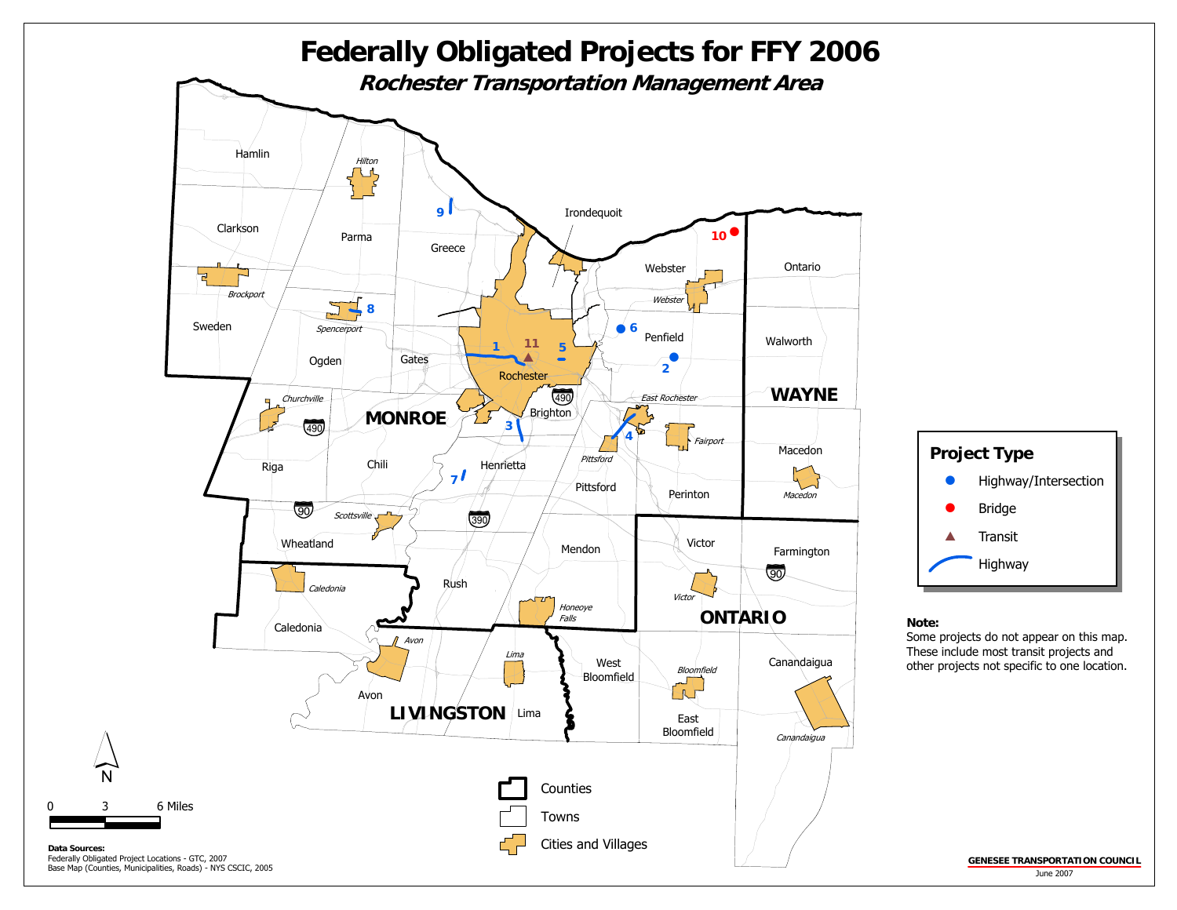# Federally Obligated Projects for FFY 2006

## *Rochester Transportation Management Area*

Hamlin
Hilton
Clarkson
Parma
Greece
Irondequoit
Brockport
Sweden
Spencerport
Ogden
Gates
Rochester
Webster
Webster
Penfield
Ontario
Walworth
WAYNE
Churchville
MONROE
Brighton
East Rochester
Fairport
Riga
Chili
Henrietta
Pittsford
Pittsford
Perinton
Macedon
Macedon
Scottsville
Wheatland
Mendon
Victor
Farmington
Caledonia
Rush
Honeoye Falls
Victor
ONTARIO
Caledonia
Avon
Lima
West Bloomfield
Bloomfield
Canandaigua
Avon
LIVINGSTON
Lima
East Bloomfield
Canandaigua

1 2 3 4 5 6 7 8 9 10 11

490 490 90 390 90

**Project Type**

- Highway/Intersection
- Bridge
- Transit
- Highway

**Note:**
Some projects do not appear on this map. These include most transit projects and other projects not specific to one location.

N

0 3 6 Miles

Counties
Towns
Cities and Villages

**Data Sources:**
Federally Obligated Project Locations - GTC, 2007
Base Map (Counties, Municipalities, Roads) - NYS CSCIC, 2005

**GENESEE TRANSPORTATION COUNCIL**
June 2007